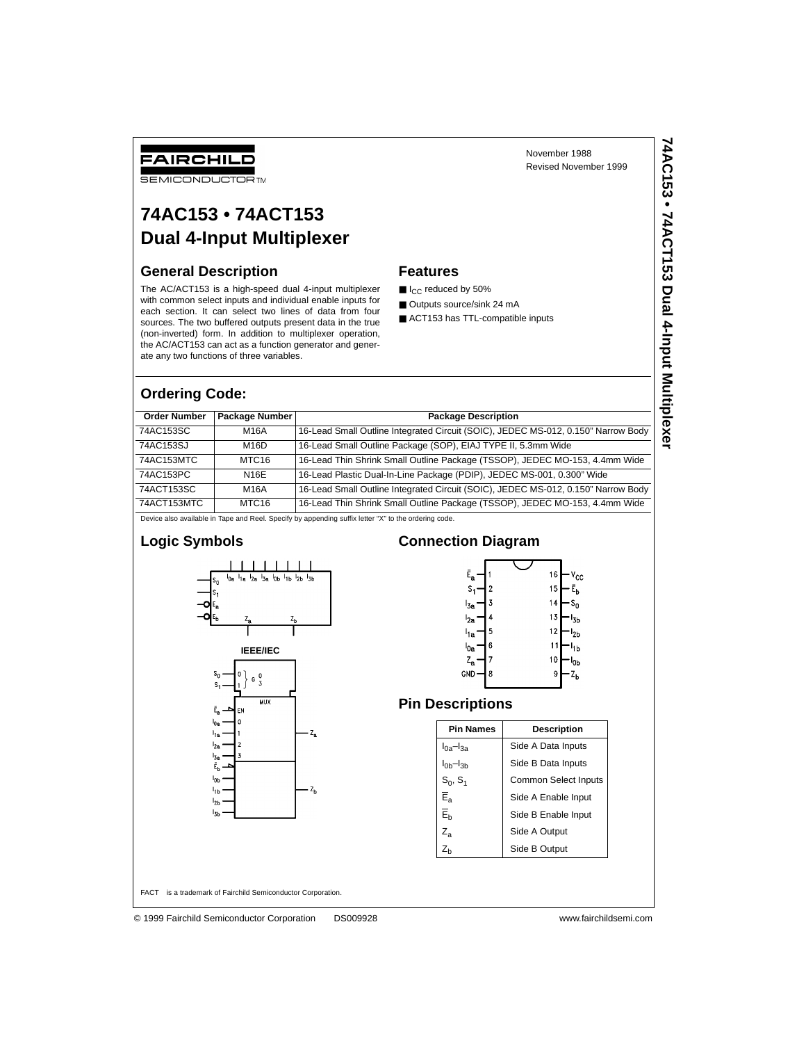FAIRCHILD SEMICONDUCTOR™

November 1988
Revised November 1999

# 74AC153 • 74ACT153 Dual 4-Input Multiplexer

## General Description

The AC/ACT153 is a high-speed dual 4-input multiplexer with common select inputs and individual enable inputs for each section. It can select two lines of data from four sources. The two buffered outputs present data in the true (non-inverted) form. In addition to multiplexer operation, the AC/ACT153 can act as a function generator and generate any two functions of three variables.

## Features

- $I_{CC}$ reduced by 50%
- Outputs source/sink 24 mA
- ACT153 has TTL-compatible inputs

## Ordering Code:

| Order Number | Package Number | Package Description |
|---|---|---|
| 74AC153SC | M16A | 16-Lead Small Outline Integrated Circuit (SOIC), JEDEC MS-012, 0.150" Narrow Body |
| 74AC153SJ | M16D | 16-Lead Small Outline Package (SOP), EIAJ TYPE II, 5.3mm Wide |
| 74AC153MTC | MTC16 | 16-Lead Thin Shrink Small Outline Package (TSSOP), JEDEC MO-153, 4.4mm Wide |
| 74AC153PC | N16E | 16-Lead Plastic Dual-In-Line Package (PDIP), JEDEC MS-001, 0.300" Wide |
| 74ACT153SC | M16A | 16-Lead Small Outline Integrated Circuit (SOIC), JEDEC MS-012, 0.150" Narrow Body |
| 74ACT153MTC | MTC16 | 16-Lead Thin Shrink Small Outline Package (TSSOP), JEDEC MO-153, 4.4mm Wide |

Device also available in Tape and Reel. Specify by appending suffix letter "X" to the ordering code.

## Logic Symbols

IEEE/IEC

## Connection Diagram

## Pin Descriptions

| Pin Names | Description |
|---|---|
| $I_{0a}$–$I_{3a}$ | Side A Data Inputs |
| $I_{0b}$–$I_{3b}$ | Side B Data Inputs |
| $S_0$, $S_1$ | Common Select Inputs |
| $\overline{E}_a$ | Side A Enable Input |
| $\overline{E}_b$ | Side B Enable Input |
| $Z_a$ | Side A Output |
| $Z_b$ | Side B Output |

FACT™ is a trademark of Fairchild Semiconductor Corporation.

© 1999 Fairchild Semiconductor Corporation DS009928 www.fairchildsemi.com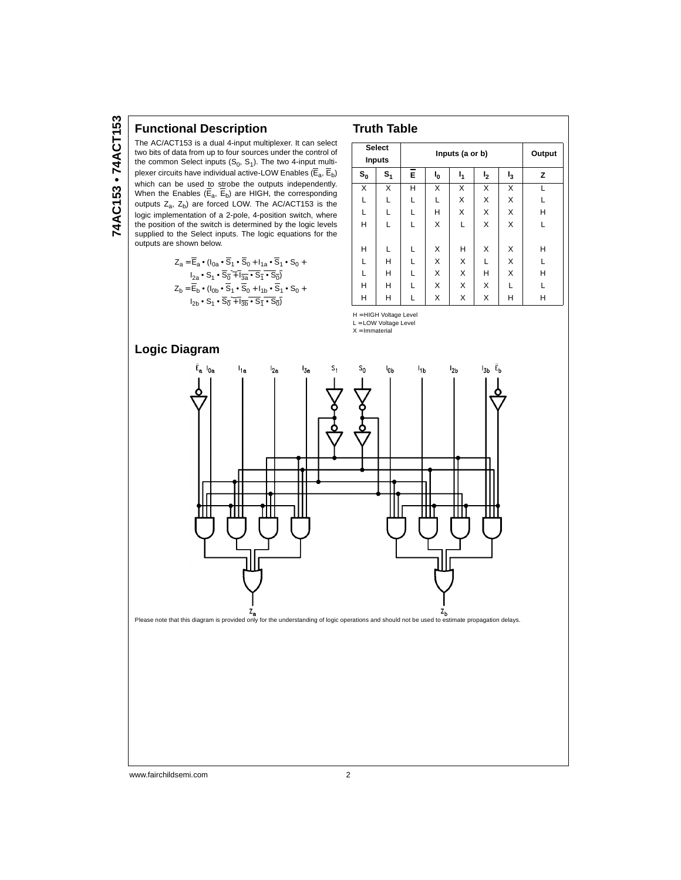## Functional Description

The AC/ACT153 is a dual 4-input multiplexer. It can select two bits of data from up to four sources under the control of the common Select inputs ($S_0$, $S_1$). The two 4-input multiplexer circuits have individual active-LOW Enables ($\overline{E}_a$, $\overline{E}_b$) which can be used to strobe the outputs independently. When the Enables ($\overline{E}_a$, $\overline{E}_b$) are HIGH, the corresponding outputs $Z_a$, $Z_b$) are forced LOW. The AC/ACT153 is the logic implementation of a 2-pole, 4-position switch, where the position of the switch is determined by the logic levels supplied to the Select inputs. The logic equations for the outputs are shown below.

$$Z_a = \overline{E}_a \bullet (I_{0a} \bullet \overline{S}_1 \bullet \overline{S}_0 + I_{1a} \bullet \overline{S}_1 \bullet S_0 + I_{2a} \bullet S_1 \bullet \overline{S}_0 + I_{3a} \bullet S_1 \bullet S_0)$$

$$Z_b = \overline{E}_b \bullet (I_{0b} \bullet \overline{S}_1 \bullet \overline{S}_0 + I_{1b} \bullet \overline{S}_1 \bullet S_0 + I_{2b} \bullet S_1 \bullet \overline{S}_0 + I_{3b} \bullet S_1 \bullet S_0)$$

## Truth Table

| Select Inputs | | Inputs (a or b) | | | | | Output |
|---|---|---|---|---|---|---|---|
| $S_0$ | $S_1$ | $\overline{E}$ | $I_0$ | $I_1$ | $I_2$ | $I_3$ | Z |
| X | X | H | X | X | X | X | L |
| L | L | L | L | X | X | X | L |
| L | L | L | H | X | X | X | H |
| H | L | L | X | L | X | X | L |
| H | L | L | X | H | X | X | H |
| L | H | L | X | X | L | X | L |
| L | H | L | X | X | H | X | H |
| H | H | L | X | X | X | L | L |
| H | H | L | X | X | X | H | H |

H = HIGH Voltage Level
L = LOW Voltage Level
X = Immaterial

## Logic Diagram

Please note that this diagram is provided only for the understanding of logic operations and should not be used to estimate propagation delays.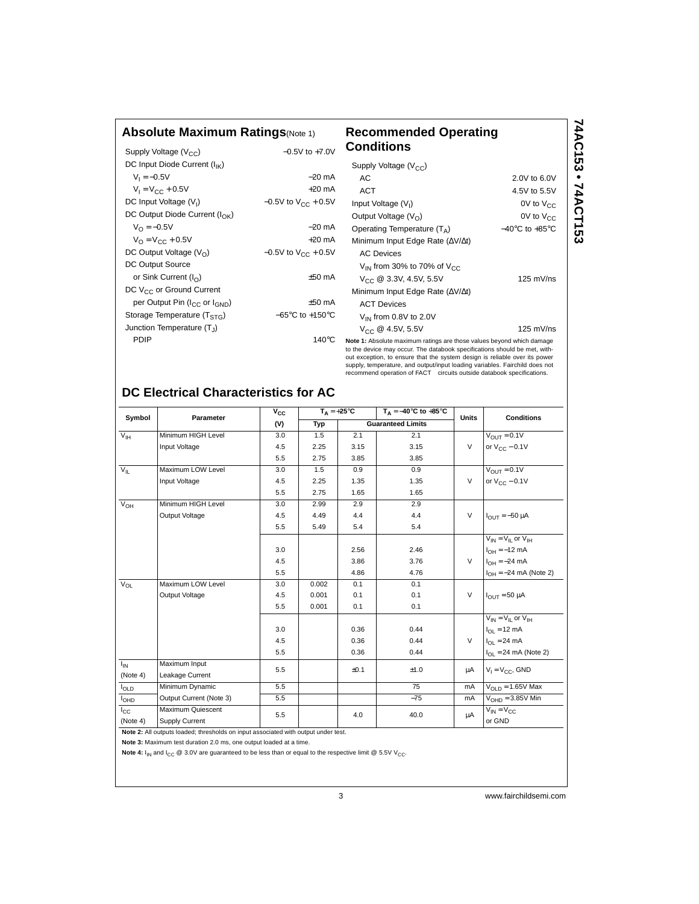## Absolute Maximum Ratings(Note 1)

| | |
|---|---|
| Supply Voltage ($V_{CC}$) | −0.5V to +7.0V |
| DC Input Diode Current ($I_{IK}$) | |
| $V_I = -0.5V$ | −20 mA |
| $V_I = V_{CC} + 0.5V$ | +20 mA |
| DC Input Voltage ($V_I$) | −0.5V to $V_{CC}$ + 0.5V |
| DC Output Diode Current ($I_{OK}$) | |
| $V_O = -0.5V$ | −20 mA |
| $V_O = V_{CC} + 0.5V$ | +20 mA |
| DC Output Voltage ($V_O$) | −0.5V to $V_{CC}$ + 0.5V |
| DC Output Source or Sink Current ($I_O$) | ±50 mA |
| DC $V_{CC}$ or Ground Current per Output Pin ($I_{CC}$ or $I_{GND}$) | ±50 mA |
| Storage Temperature ($T_{STG}$) | −65°C to +150°C |
| Junction Temperature ($T_J$) | |
| PDIP | 140°C |

## Recommended Operating Conditions

| | |
|---|---|
| Supply Voltage ($V_{CC}$) | |
| AC | 2.0V to 6.0V |
| ACT | 4.5V to 5.5V |
| Input Voltage ($V_I$) | 0V to $V_{CC}$ |
| Output Voltage ($V_O$) | 0V to $V_{CC}$ |
| Operating Temperature ($T_A$) | −40°C to +85°C |
| Minimum Input Edge Rate (ΔV/Δt) | |
| AC Devices | |
| $V_{IN}$ from 30% to 70% of $V_{CC}$ | |
| $V_{CC}$ @ 3.3V, 4.5V, 5.5V | 125 mV/ns |
| Minimum Input Edge Rate (ΔV/Δt) | |
| ACT Devices | |
| $V_{IN}$ from 0.8V to 2.0V | |
| $V_{CC}$ @ 4.5V, 5.5V | 125 mV/ns |

**Note 1:** Absolute maximum ratings are those values beyond which damage to the device may occur. The databook specifications should be met, without exception, to ensure that the system design is reliable over its power supply, temperature, and output/input loading variables. Fairchild does not recommend operation of FACT circuits outside databook specifications.

## DC Electrical Characteristics for AC

| Symbol | Parameter | $V_{CC}$ (V) | $T_A = +25°C$ Typ | $T_A = +25°C$ Guaranteed Limits | $T_A = -40°C$ to $+85°C$ Guaranteed Limits | Units | Conditions |
|---|---|---|---|---|---|---|---|
| $V_{IH}$ | Minimum HIGH Level Input Voltage | 3.0 | 1.5 | 2.1 | 2.1 | V | $V_{OUT} = 0.1V$ or $V_{CC} - 0.1V$ |
| | | 4.5 | 2.25 | 3.15 | 3.15 | | |
| | | 5.5 | 2.75 | 3.85 | 3.85 | | |
| $V_{IL}$ | Maximum LOW Level Input Voltage | 3.0 | 1.5 | 0.9 | 0.9 | V | $V_{OUT} = 0.1V$ or $V_{CC} - 0.1V$ |
| | | 4.5 | 2.25 | 1.35 | 1.35 | | |
| | | 5.5 | 2.75 | 1.65 | 1.65 | | |
| $V_{OH}$ | Minimum HIGH Level Output Voltage | 3.0 | 2.99 | 2.9 | 2.9 | V | $I_{OUT} = -50$ µA |
| | | 4.5 | 4.49 | 4.4 | 4.4 | | |
| | | 5.5 | 5.49 | 5.4 | 5.4 | | |
| | | | | | | | $V_{IN} = V_{IL}$ or $V_{IH}$ |
| | | 3.0 | | 2.56 | 2.46 | | $I_{OH} = -12$ mA |
| | | 4.5 | | 3.86 | 3.76 | V | $I_{OH} = -24$ mA |
| | | 5.5 | | 4.86 | 4.76 | | $I_{OH} = -24$ mA (Note 2) |
| $V_{OL}$ | Maximum LOW Level Output Voltage | 3.0 | 0.002 | 0.1 | 0.1 | V | $I_{OUT} = 50$ µA |
| | | 4.5 | 0.001 | 0.1 | 0.1 | | |
| | | 5.5 | 0.001 | 0.1 | 0.1 | | |
| | | | | | | | $V_{IN} = V_{IL}$ or $V_{IH}$ |
| | | 3.0 | | 0.36 | 0.44 | | $I_{OL} = 12$ mA |
| | | 4.5 | | 0.36 | 0.44 | V | $I_{OL} = 24$ mA |
| | | 5.5 | | 0.36 | 0.44 | | $I_{OL} = 24$ mA (Note 2) |
| $I_{IN}$ (Note 4) | Maximum Input Leakage Current | 5.5 | | ±0.1 | ±1.0 | µA | $V_I = V_{CC}$, GND |
| $I_{OLD}$ | Minimum Dynamic Output Current (Note 3) | 5.5 | | | 75 | mA | $V_{OLD} = 1.65V$ Max |
| $I_{OHD}$ | | 5.5 | | | −75 | mA | $V_{OHD} = 3.85V$ Min |
| $I_{CC}$ (Note 4) | Maximum Quiescent Supply Current | 5.5 | | 4.0 | 40.0 | µA | $V_{IN} = V_{CC}$ or GND |

**Note 2:** All outputs loaded; thresholds on input associated with output under test.

**Note 3:** Maximum test duration 2.0 ms, one output loaded at a time.

**Note 4:** $I_{IN}$ and $I_{CC}$ @ 3.0V are guaranteed to be less than or equal to the respective limit @ 5.5V $V_{CC}$.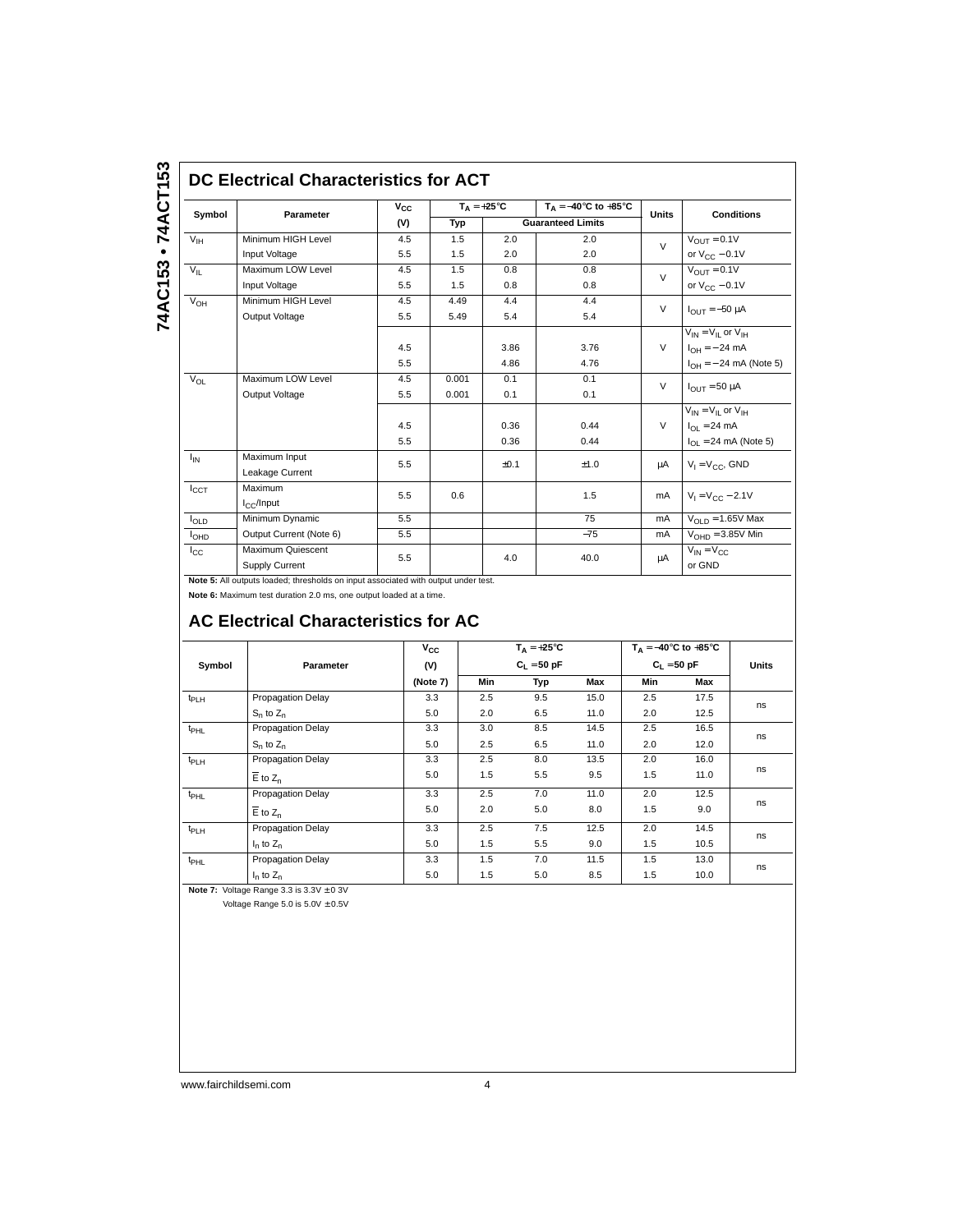## DC Electrical Characteristics for ACT

| Symbol | Parameter | $V_{CC}$ (V) | $T_A = +25°C$ Typ | $T_A = +25°C$ Guaranteed Limits | $T_A = -40°C$ to $+85°C$ Guaranteed Limits | Units | Conditions |
|---|---|---|---|---|---|---|---|
| $V_{IH}$ | Minimum HIGH Level Input Voltage | 4.5 | 1.5 | 2.0 | 2.0 | V | $V_{OUT} = 0.1V$ or $V_{CC} - 0.1V$ |
| | | 5.5 | 1.5 | 2.0 | 2.0 | | |
| $V_{IL}$ | Maximum LOW Level Input Voltage | 4.5 | 1.5 | 0.8 | 0.8 | V | $V_{OUT} = 0.1V$ or $V_{CC} - 0.1V$ |
| | | 5.5 | 1.5 | 0.8 | 0.8 | | |
| $V_{OH}$ | Minimum HIGH Level Output Voltage | 4.5 | 4.49 | 4.4 | 4.4 | V | $I_{OUT} = -50\ \mu A$ |
| | | 5.5 | 5.49 | 5.4 | 5.4 | | |
| | | | | | | | $V_{IN} = V_{IL}$ or $V_{IH}$ |
| | | 4.5 | | 3.86 | 3.76 | V | $I_{OH} = -24$ mA |
| | | 5.5 | | 4.86 | 4.76 | | $I_{OH} = -24$ mA (Note 5) |
| $V_{OL}$ | Maximum LOW Level Output Voltage | 4.5 | 0.001 | 0.1 | 0.1 | V | $I_{OUT} = 50\ \mu A$ |
| | | 5.5 | 0.001 | 0.1 | 0.1 | | |
| | | | | | | | $V_{IN} = V_{IL}$ or $V_{IH}$ |
| | | 4.5 | | 0.36 | 0.44 | V | $I_{OL} = 24$ mA |
| | | 5.5 | | 0.36 | 0.44 | | $I_{OL} = 24$ mA (Note 5) |
| $I_{IN}$ | Maximum Input Leakage Current | 5.5 | | ±0.1 | ±1.0 | µA | $V_I = V_{CC}$, GND |
| $I_{CCT}$ | Maximum $I_{CC}$/Input | 5.5 | 0.6 | | 1.5 | mA | $V_I = V_{CC} - 2.1V$ |
| $I_{OLD}$ | Minimum Dynamic Output Current (Note 6) | 5.5 | | | 75 | mA | $V_{OLD} = 1.65V$ Max |
| $I_{OHD}$ | | 5.5 | | | −75 | mA | $V_{OHD} = 3.85V$ Min |
| $I_{CC}$ | Maximum Quiescent Supply Current | 5.5 | | 4.0 | 40.0 | µA | $V_{IN} = V_{CC}$ or GND |

**Note 5:** All outputs loaded; thresholds on input associated with output under test.

**Note 6:** Maximum test duration 2.0 ms, one output loaded at a time.

## AC Electrical Characteristics for AC

| Symbol | Parameter | $V_{CC}$ (V) (Note 7) | $T_A = +25°C$, $C_L = 50$ pF Min | Typ | Max | $T_A = -40°C$ to $+85°C$, $C_L = 50$ pF Min | Max | Units |
|---|---|---|---|---|---|---|---|---|
| $t_{PLH}$ | Propagation Delay $S_n$ to $Z_n$ | 3.3 | 2.5 | 9.5 | 15.0 | 2.5 | 17.5 | ns |
| | | 5.0 | 2.0 | 6.5 | 11.0 | 2.0 | 12.5 | |
| $t_{PHL}$ | Propagation Delay $S_n$ to $Z_n$ | 3.3 | 3.0 | 8.5 | 14.5 | 2.5 | 16.5 | ns |
| | | 5.0 | 2.5 | 6.5 | 11.0 | 2.0 | 12.0 | |
| $t_{PLH}$ | Propagation Delay $\overline{E}$ to $Z_n$ | 3.3 | 2.5 | 8.0 | 13.5 | 2.0 | 16.0 | ns |
| | | 5.0 | 1.5 | 5.5 | 9.5 | 1.5 | 11.0 | |
| $t_{PHL}$ | Propagation Delay $\overline{E}$ to $Z_n$ | 3.3 | 2.5 | 7.0 | 11.0 | 2.0 | 12.5 | ns |
| | | 5.0 | 2.0 | 5.0 | 8.0 | 1.5 | 9.0 | |
| $t_{PLH}$ | Propagation Delay $I_n$ to $Z_n$ | 3.3 | 2.5 | 7.5 | 12.5 | 2.0 | 14.5 | ns |
| | | 5.0 | 1.5 | 5.5 | 9.0 | 1.5 | 10.5 | |
| $t_{PHL}$ | Propagation Delay $I_n$ to $Z_n$ | 3.3 | 1.5 | 7.0 | 11.5 | 1.5 | 13.0 | ns |
| | | 5.0 | 1.5 | 5.0 | 8.5 | 1.5 | 10.0 | |

**Note 7:** Voltage Range 3.3 is 3.3V ± 0.3V

Voltage Range 5.0 is 5.0V ± 0.5V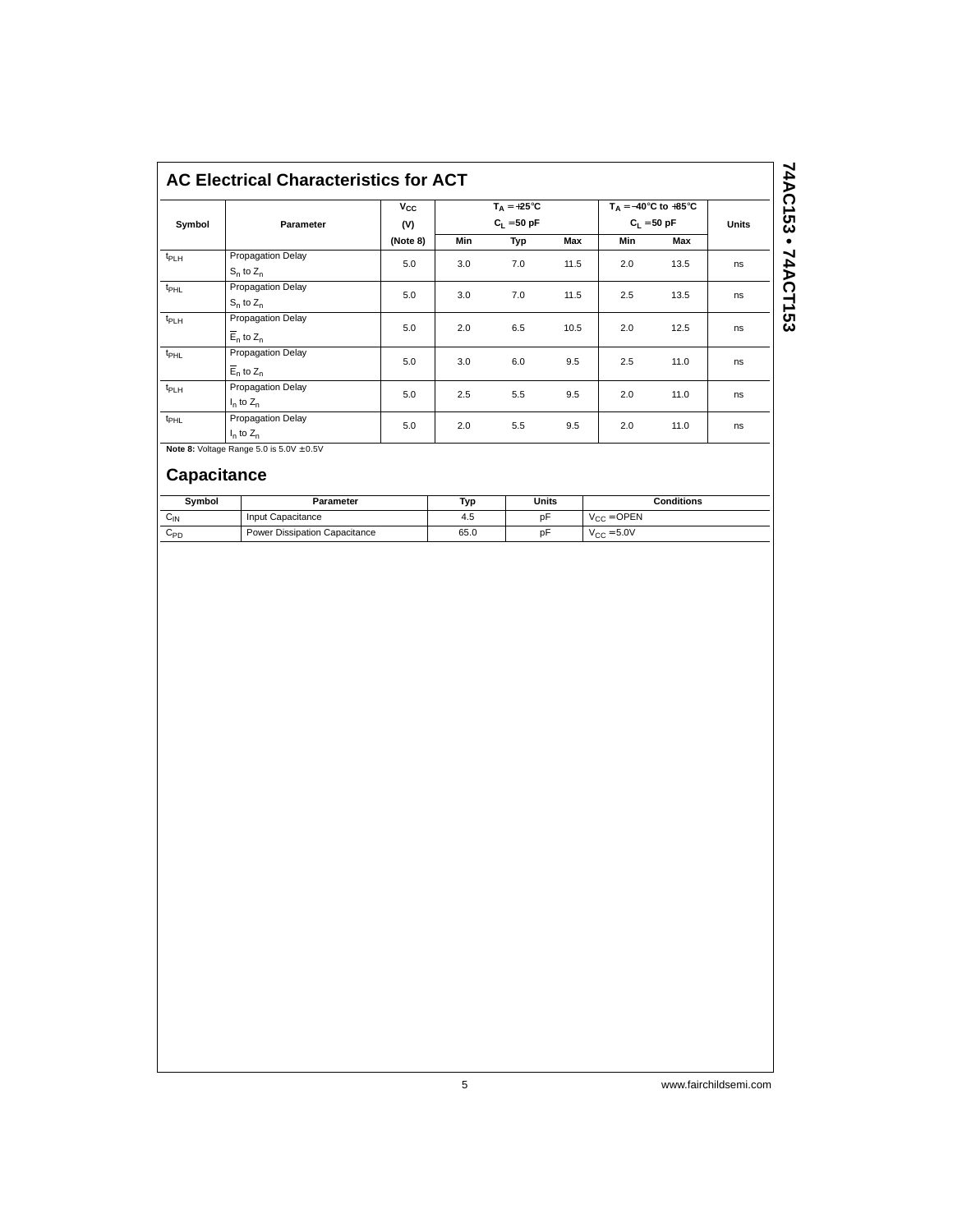## AC Electrical Characteristics for ACT

| Symbol | Parameter | $V_{CC}$ (V) (Note 8) | $T_A = +25°C$ $C_L = 50$ pF | | | $T_A = -40°C$ to $+85°C$ $C_L = 50$ pF | | Units |
|---|---|---|---|---|---|---|---|---|
| | | | Min | Typ | Max | Min | Max | |
| $t_{PLH}$ | Propagation Delay $S_n$ to $Z_n$ | 5.0 | 3.0 | 7.0 | 11.5 | 2.0 | 13.5 | ns |
| $t_{PHL}$ | Propagation Delay $S_n$ to $Z_n$ | 5.0 | 3.0 | 7.0 | 11.5 | 2.5 | 13.5 | ns |
| $t_{PLH}$ | Propagation Delay $\overline{E}_n$ to $Z_n$ | 5.0 | 2.0 | 6.5 | 10.5 | 2.0 | 12.5 | ns |
| $t_{PHL}$ | Propagation Delay $\overline{E}_n$ to $Z_n$ | 5.0 | 3.0 | 6.0 | 9.5 | 2.5 | 11.0 | ns |
| $t_{PLH}$ | Propagation Delay $I_n$ to $Z_n$ | 5.0 | 2.5 | 5.5 | 9.5 | 2.0 | 11.0 | ns |
| $t_{PHL}$ | Propagation Delay $I_n$ to $Z_n$ | 5.0 | 2.0 | 5.5 | 9.5 | 2.0 | 11.0 | ns |

**Note 8:** Voltage Range 5.0 is 5.0V ± 0.5V

## Capacitance

| Symbol | Parameter | Typ | Units | Conditions |
|---|---|---|---|---|
| $C_{IN}$ | Input Capacitance | 4.5 | pF | $V_{CC}$ = OPEN |
| $C_{PD}$ | Power Dissipation Capacitance | 65.0 | pF | $V_{CC}$ = 5.0V |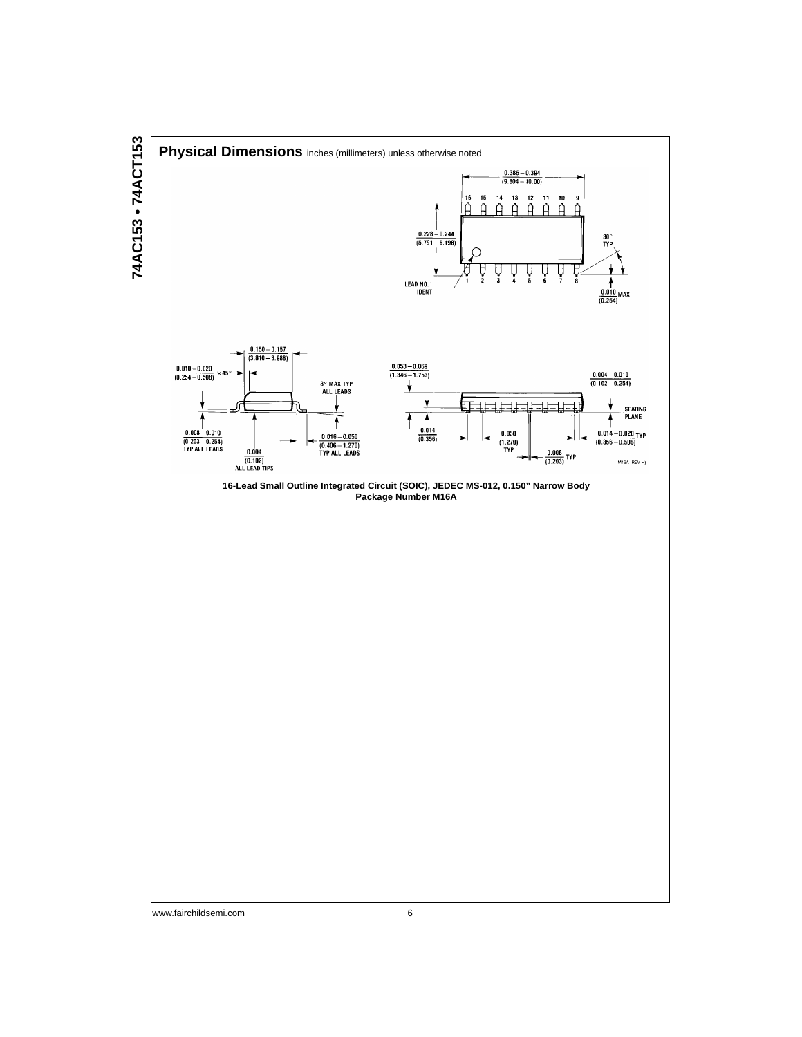## Physical Dimensions inches (millimeters) unless otherwise noted

**16-Lead Small Outline Integrated Circuit (SOIC), JEDEC MS-012, 0.150" Narrow Body**
**Package Number M16A**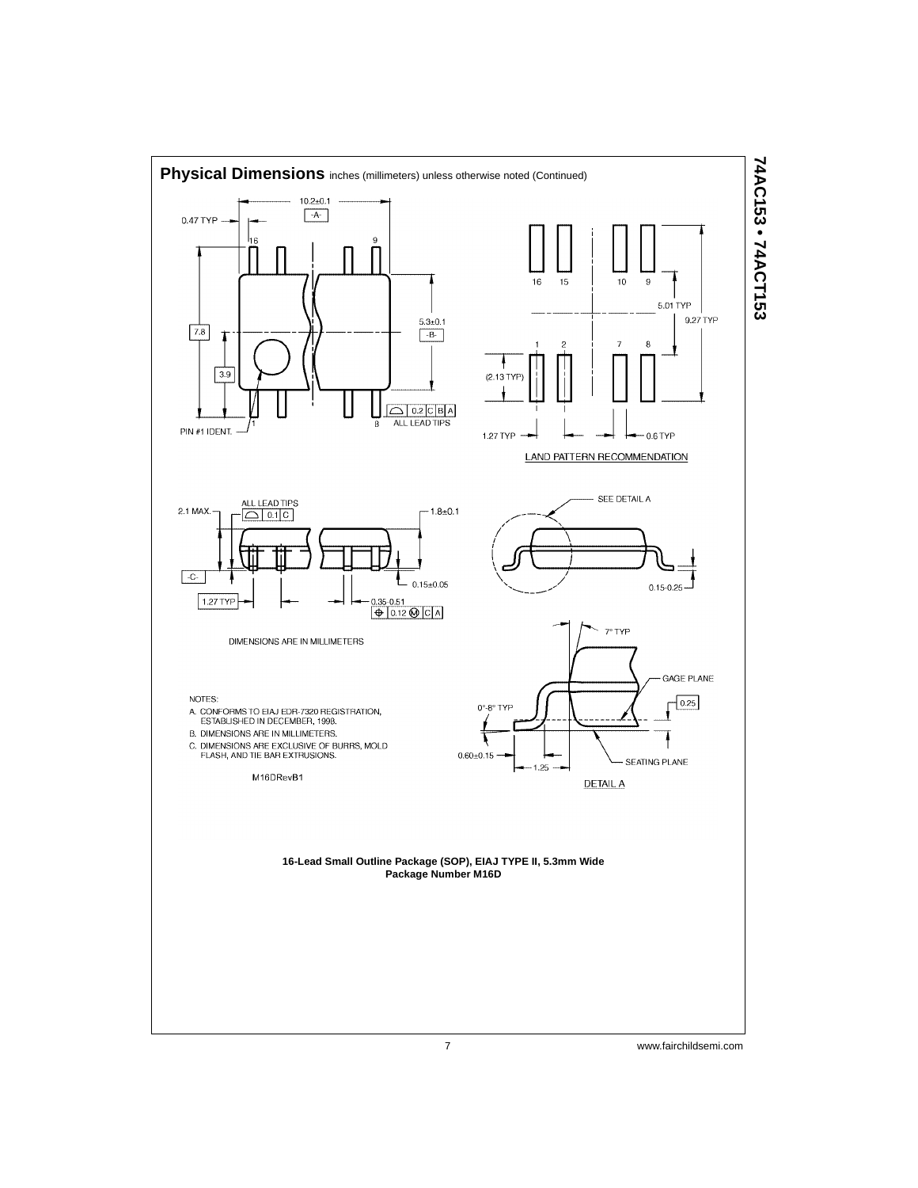## Physical Dimensions inches (millimeters) unless otherwise noted (Continued)

10.2±0.1

-A-

0.47 TYP

16 9

7.8

3.9

5.3±0.1

-B-

PIN #1 IDENT.

1 8

0.2 C B A

ALL LEAD TIPS

16 15 10 9

5.01 TYP

9.27 TYP

1 2 7 8

(2.13 TYP)

1.27 TYP

0.6 TYP

LAND PATTERN RECOMMENDATION

2.1 MAX.

ALL LEAD TIPS

0.1 C

1.8±0.1

-C-

0.15±0.05

1.27 TYP

0.35-0.51

0.12 Ⓜ C A

SEE DETAIL A

0.15-0.25

DIMENSIONS ARE IN MILLIMETERS

7° TYP

GAGE PLANE

0.25

0°-8° TYP

0.60±0.15

1.25

SEATING PLANE

DETAIL A

NOTES:

A. CONFORMS TO EIAJ EDR-7320 REGISTRATION, ESTABLISHED IN DECEMBER, 1998.

B. DIMENSIONS ARE IN MILLIMETERS.

C. DIMENSIONS ARE EXCLUSIVE OF BURRS, MOLD FLASH, AND TIE BAR EXTRUSIONS.

M16DRevB1

**16-Lead Small Outline Package (SOP), EIAJ TYPE II, 5.3mm Wide**
**Package Number M16D**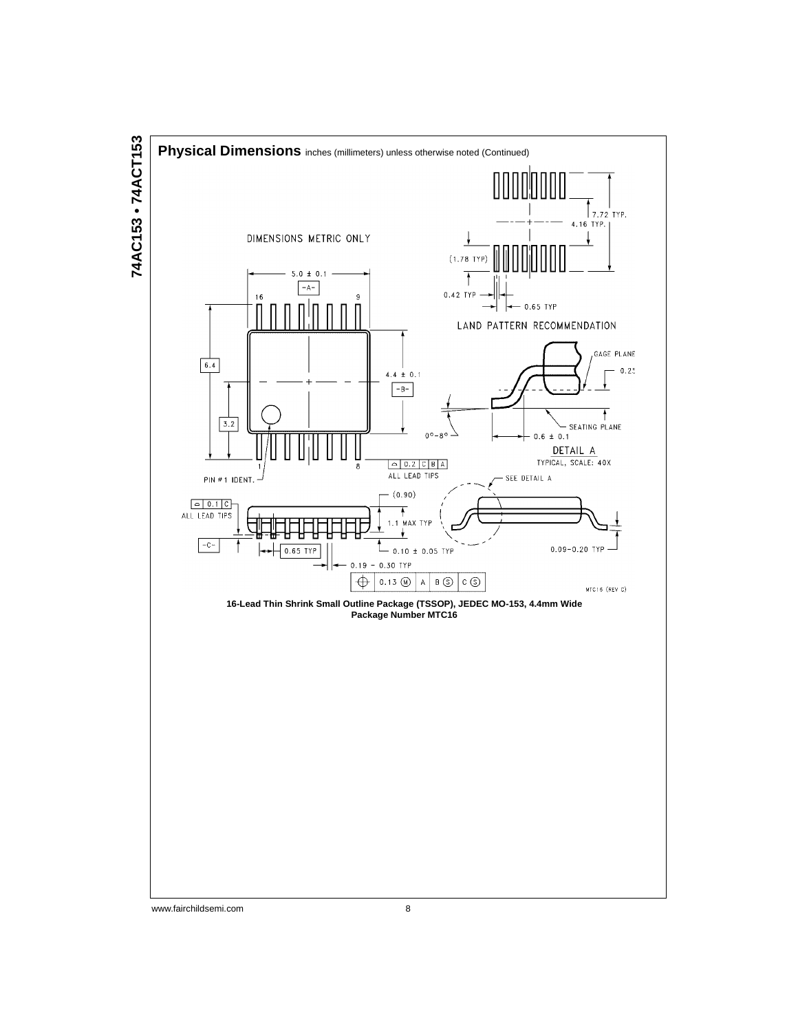## Physical Dimensions inches (millimeters) unless otherwise noted (Continued)

DIMENSIONS METRIC ONLY

5.0 ± 0.1

-A-

16 9

6.4

4.4 ± 0.1

-B-

3.2

1 8

PIN #1 IDENT.

0.2 C B A
ALL LEAD TIPS

7.72 TYP.

4.16 TYP.

(1.78 TYP)

0.42 TYP

0.65 TYP

LAND PATTERN RECOMMENDATION

GAGE PLANE

0.25

SEATING PLANE

0°–8°

0.6 ± 0.1

DETAIL A
TYPICAL, SCALE: 40X

SEE DETAIL A

0.1 C
ALL LEAD TIPS

(0.90)

1.1 MAX TYP

-C-

0.65 TYP

0.10 ± 0.05 TYP

0.09–0.20 TYP

0.19 – 0.30 TYP

0.13 (M) A B (S) C (S)

MTC16 (REV C)

**16-Lead Thin Shrink Small Outline Package (TSSOP), JEDEC MO-153, 4.4mm Wide**
**Package Number MTC16**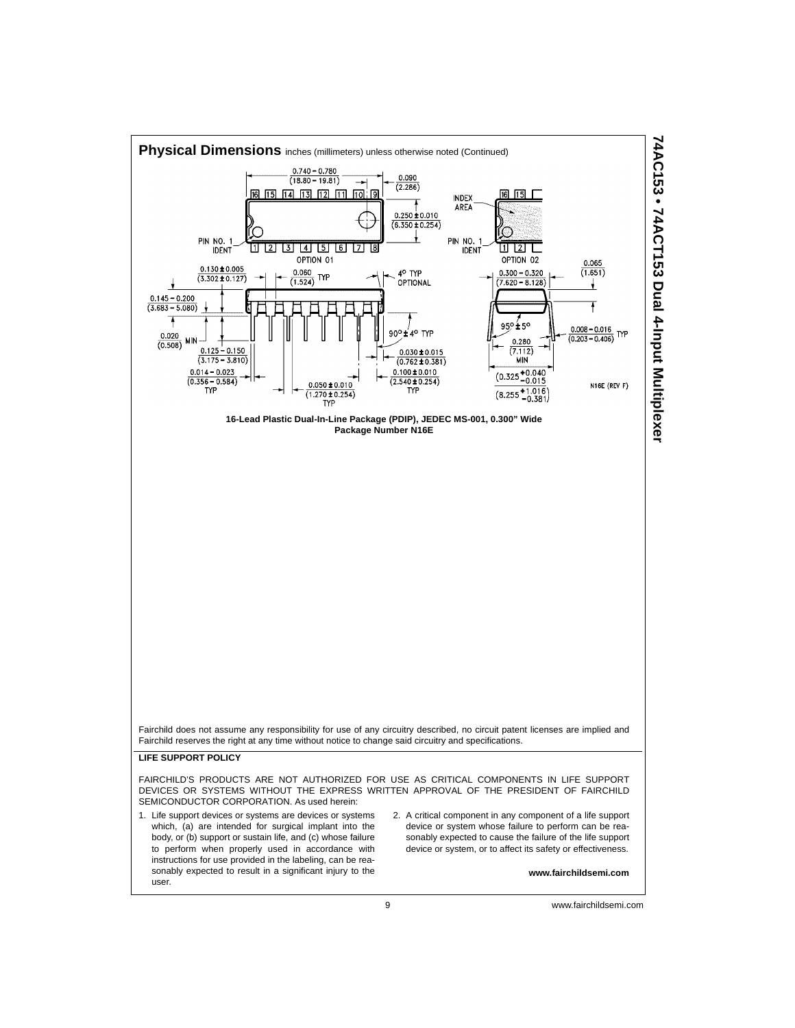## Physical Dimensions inches (millimeters) unless otherwise noted (Continued)

0.740 – 0.780
(18.80 – 19.81)
0.090
(2.286)
16 15 14 13 12 11 10 9
INDEX AREA
0.250 ± 0.010
(6.350 ± 0.254)
PIN NO. 1 IDENT
1 2 3 4 5 6 7 8
OPTION 01
PIN NO. 1 IDENT
OPTION 02
0.065
(1.651)
0.130 ± 0.005
(3.302 ± 0.127)
0.060
(1.524) TYP
4° TYP OPTIONAL
0.300 – 0.320
(7.620 – 8.128)
0.145 – 0.200
(3.683 – 5.080)
90° ± 4° TYP
95° ± 5°
0.008 – 0.016
(0.203 – 0.406) TYP
0.020
(0.508) MIN
0.125 – 0.150
(3.175 – 3.810)
0.030 ± 0.015
(0.762 ± 0.381)
0.280
(7.112)
MIN
0.014 – 0.023
(0.356 – 0.584)
TYP
0.050 ± 0.010
(1.270 ± 0.254)
TYP
0.100 ± 0.010
(2.540 ± 0.254)
TYP
$(0.325^{+0.040}_{-0.015})$
$(8.255^{+1.016}_{-0.381})$
N16E (REV F)

**16-Lead Plastic Dual-In-Line Package (PDIP), JEDEC MS-001, 0.300” Wide**
**Package Number N16E**

Fairchild does not assume any responsibility for use of any circuitry described, no circuit patent licenses are implied and Fairchild reserves the right at any time without notice to change said circuitry and specifications.

**LIFE SUPPORT POLICY**

FAIRCHILD’S PRODUCTS ARE NOT AUTHORIZED FOR USE AS CRITICAL COMPONENTS IN LIFE SUPPORT DEVICES OR SYSTEMS WITHOUT THE EXPRESS WRITTEN APPROVAL OF THE PRESIDENT OF FAIRCHILD SEMICONDUCTOR CORPORATION. As used herein:

1. Life support devices or systems are devices or systems which, (a) are intended for surgical implant into the body, or (b) support or sustain life, and (c) whose failure to perform when properly used in accordance with instructions for use provided in the labeling, can be reasonably expected to result in a significant injury to the user.
2. A critical component in any component of a life support device or system whose failure to perform can be reasonably expected to cause the failure of the life support device or system, or to affect its safety or effectiveness.

**www.fairchildsemi.com**